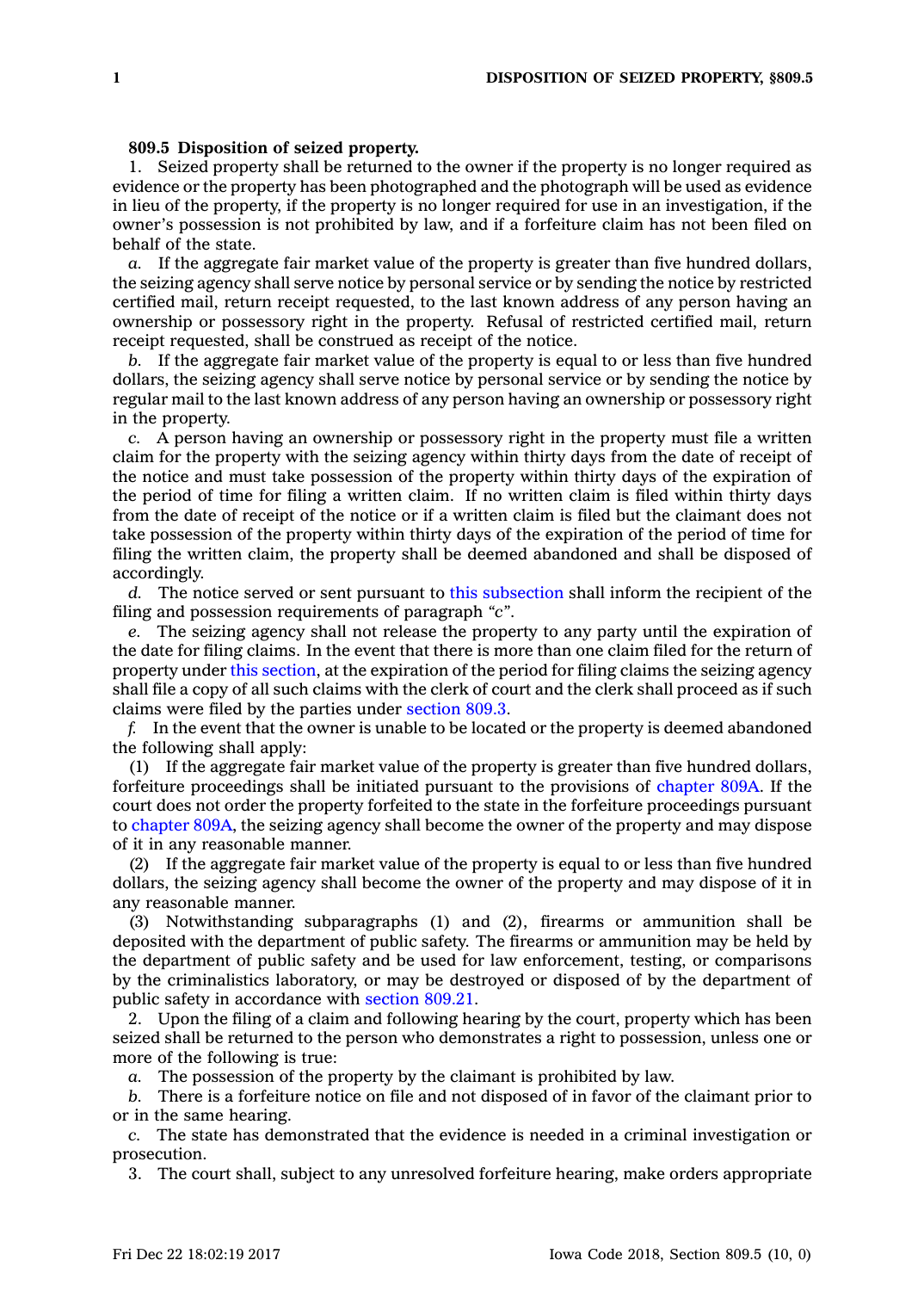**809.5 Disposition of seized property.**

1. Seized property shall be returned to the owner if the property is no longer required as evidence or the property has been photographed and the photograph will be used as evidence in lieu of the property, if the property is no longer required for use in an investigation, if the owner's possession is not prohibited by law, and if a forfeiture claim has not been filed on behalf of the state.

*a.* If the aggregate fair market value of the property is greater than five hundred dollars, the seizing agency shall serve notice by personal service or by sending the notice by restricted certified mail, return receipt requested, to the last known address of any person having an ownership or possessory right in the property. Refusal of restricted certified mail, return receipt requested, shall be construed as receipt of the notice.

*b.* If the aggregate fair market value of the property is equal to or less than five hundred dollars, the seizing agency shall serve notice by personal service or by sending the notice by regular mail to the last known address of any person having an ownership or possessory right in the property.

*c.* A person having an ownership or possessory right in the property must file a written claim for the property with the seizing agency within thirty days from the date of receipt of the notice and must take possession of the property within thirty days of the expiration of the period of time for filing a written claim. If no written claim is filed within thirty days from the date of receipt of the notice or if a written claim is filed but the claimant does not take possession of the property within thirty days of the expiration of the period of time for filing the written claim, the property shall be deemed abandoned and shall be disposed of accordingly.

*d.* The notice served or sent pursuant to this subsection shall inform the recipient of the filing and possession requirements of paragraph *"c"*.

*e.* The seizing agency shall not release the property to any party until the expiration of the date for filing claims. In the event that there is more than one claim filed for the return of property under this section, at the expiration of the period for filing claims the seizing agency shall file a copy of all such claims with the clerk of court and the clerk shall proceed as if such claims were filed by the parties under section 809.3.

*f.* In the event that the owner is unable to be located or the property is deemed abandoned the following shall apply:

(1) If the aggregate fair market value of the property is greater than five hundred dollars, forfeiture proceedings shall be initiated pursuant to the provisions of chapter 809A. If the court does not order the property forfeited to the state in the forfeiture proceedings pursuant to chapter 809A, the seizing agency shall become the owner of the property and may dispose of it in any reasonable manner.

(2) If the aggregate fair market value of the property is equal to or less than five hundred dollars, the seizing agency shall become the owner of the property and may dispose of it in any reasonable manner.

(3) Notwithstanding subparagraphs (1) and (2), firearms or ammunition shall be deposited with the department of public safety. The firearms or ammunition may be held by the department of public safety and be used for law enforcement, testing, or comparisons by the criminalistics laboratory, or may be destroyed or disposed of by the department of public safety in accordance with section 809.21.

2. Upon the filing of a claim and following hearing by the court, property which has been seized shall be returned to the person who demonstrates a right to possession, unless one or more of the following is true:

*a.* The possession of the property by the claimant is prohibited by law.

*b.* There is a forfeiture notice on file and not disposed of in favor of the claimant prior to or in the same hearing.

*c.* The state has demonstrated that the evidence is needed in a criminal investigation or prosecution.

3. The court shall, subject to any unresolved forfeiture hearing, make orders appropriate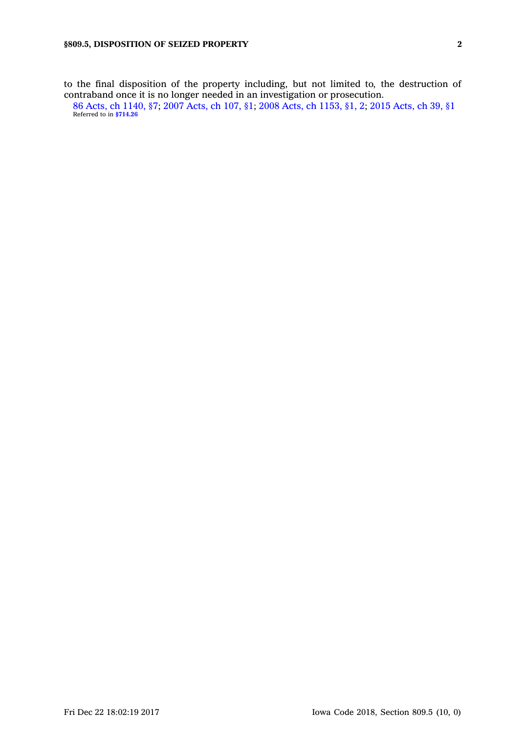to the final disposition of the property including, but not limited to, the destruction of contraband once it is no longer needed in an investigation or prosecution.

86 Acts, ch 1140, §7; 2007 Acts, ch 107, §1; 2008 Acts, ch 1153, §1, 2; 2015 Acts, ch 39, §1

Referred to in **§714.26**